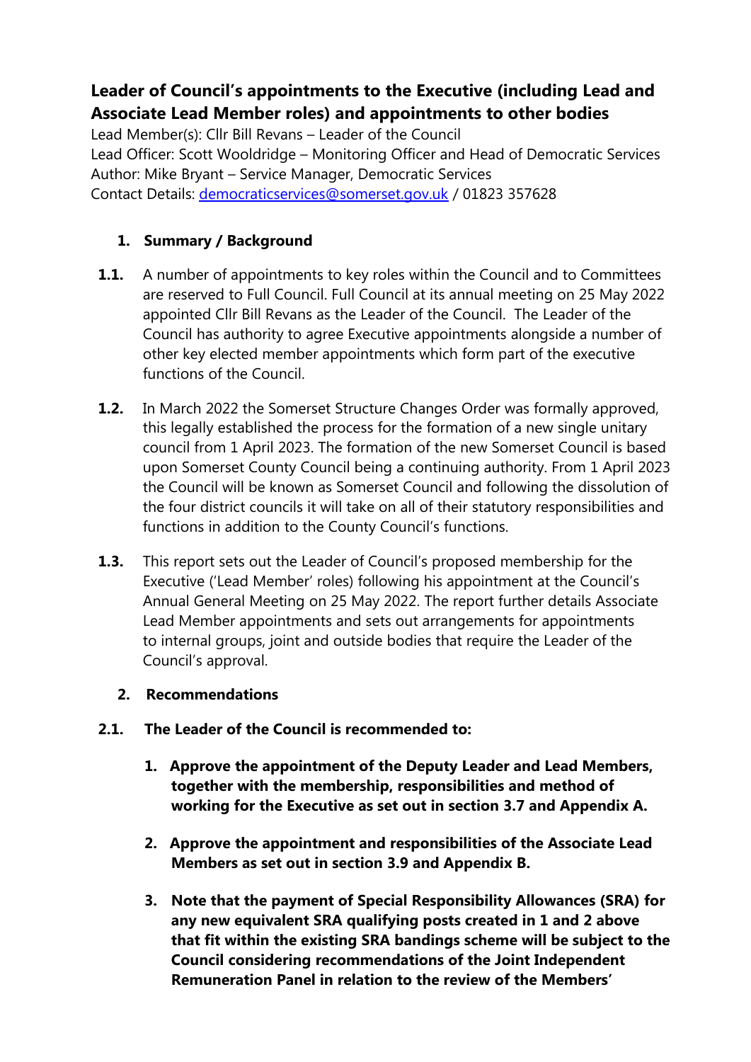# Leader of Council's appointments to the Executive (including Lead and Associate Lead Member roles) and appointments to other bodies

Lead Member(s): Cllr Bill Revans – Leader of the Council
Lead Officer: Scott Wooldridge – Monitoring Officer and Head of Democratic Services
Author: Mike Bryant – Service Manager, Democratic Services
Contact Details: democraticservices@somerset.gov.uk / 01823 357628

## 1. Summary / Background

**1.1.** A number of appointments to key roles within the Council and to Committees are reserved to Full Council. Full Council at its annual meeting on 25 May 2022 appointed Cllr Bill Revans as the Leader of the Council. The Leader of the Council has authority to agree Executive appointments alongside a number of other key elected member appointments which form part of the executive functions of the Council.

**1.2.** In March 2022 the Somerset Structure Changes Order was formally approved, this legally established the process for the formation of a new single unitary council from 1 April 2023. The formation of the new Somerset Council is based upon Somerset County Council being a continuing authority. From 1 April 2023 the Council will be known as Somerset Council and following the dissolution of the four district councils it will take on all of their statutory responsibilities and functions in addition to the County Council's functions.

**1.3.** This report sets out the Leader of Council's proposed membership for the Executive ('Lead Member' roles) following his appointment at the Council's Annual General Meeting on 25 May 2022. The report further details Associate Lead Member appointments and sets out arrangements for appointments to internal groups, joint and outside bodies that require the Leader of the Council's approval.

## 2. Recommendations

**2.1. The Leader of the Council is recommended to:**

1. **Approve the appointment of the Deputy Leader and Lead Members, together with the membership, responsibilities and method of working for the Executive as set out in section 3.7 and Appendix A.**

2. **Approve the appointment and responsibilities of the Associate Lead Members as set out in section 3.9 and Appendix B.**

3. **Note that the payment of Special Responsibility Allowances (SRA) for any new equivalent SRA qualifying posts created in 1 and 2 above that fit within the existing SRA bandings scheme will be subject to the Council considering recommendations of the Joint Independent Remuneration Panel in relation to the review of the Members'**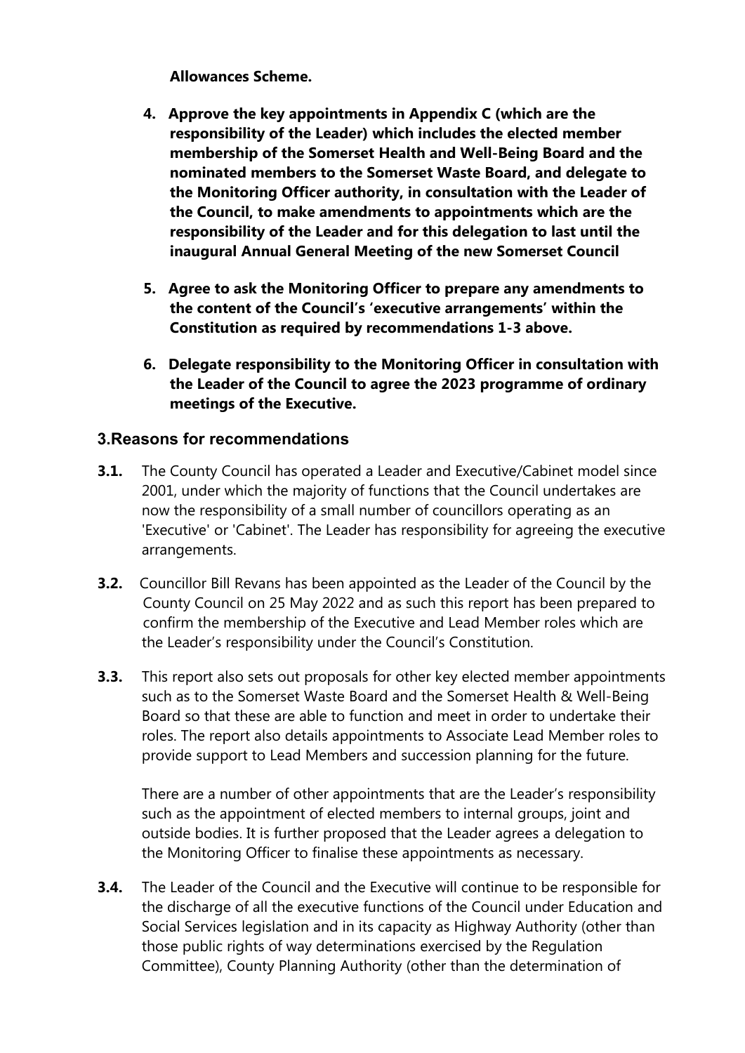**Allowances Scheme.**

4. **Approve the key appointments in Appendix C (which are the responsibility of the Leader) which includes the elected member membership of the Somerset Health and Well-Being Board and the nominated members to the Somerset Waste Board, and delegate to the Monitoring Officer authority, in consultation with the Leader of the Council, to make amendments to appointments which are the responsibility of the Leader and for this delegation to last until the inaugural Annual General Meeting of the new Somerset Council**

5. **Agree to ask the Monitoring Officer to prepare any amendments to the content of the Council's 'executive arrangements' within the Constitution as required by recommendations 1-3 above.**

6. **Delegate responsibility to the Monitoring Officer in consultation with the Leader of the Council to agree the 2023 programme of ordinary meetings of the Executive.**

## 3.Reasons for recommendations

**3.1.** The County Council has operated a Leader and Executive/Cabinet model since 2001, under which the majority of functions that the Council undertakes are now the responsibility of a small number of councillors operating as an 'Executive' or 'Cabinet'. The Leader has responsibility for agreeing the executive arrangements.

**3.2.** Councillor Bill Revans has been appointed as the Leader of the Council by the County Council on 25 May 2022 and as such this report has been prepared to confirm the membership of the Executive and Lead Member roles which are the Leader's responsibility under the Council's Constitution.

**3.3.** This report also sets out proposals for other key elected member appointments such as to the Somerset Waste Board and the Somerset Health & Well-Being Board so that these are able to function and meet in order to undertake their roles. The report also details appointments to Associate Lead Member roles to provide support to Lead Members and succession planning for the future.

There are a number of other appointments that are the Leader's responsibility such as the appointment of elected members to internal groups, joint and outside bodies. It is further proposed that the Leader agrees a delegation to the Monitoring Officer to finalise these appointments as necessary.

**3.4.** The Leader of the Council and the Executive will continue to be responsible for the discharge of all the executive functions of the Council under Education and Social Services legislation and in its capacity as Highway Authority (other than those public rights of way determinations exercised by the Regulation Committee), County Planning Authority (other than the determination of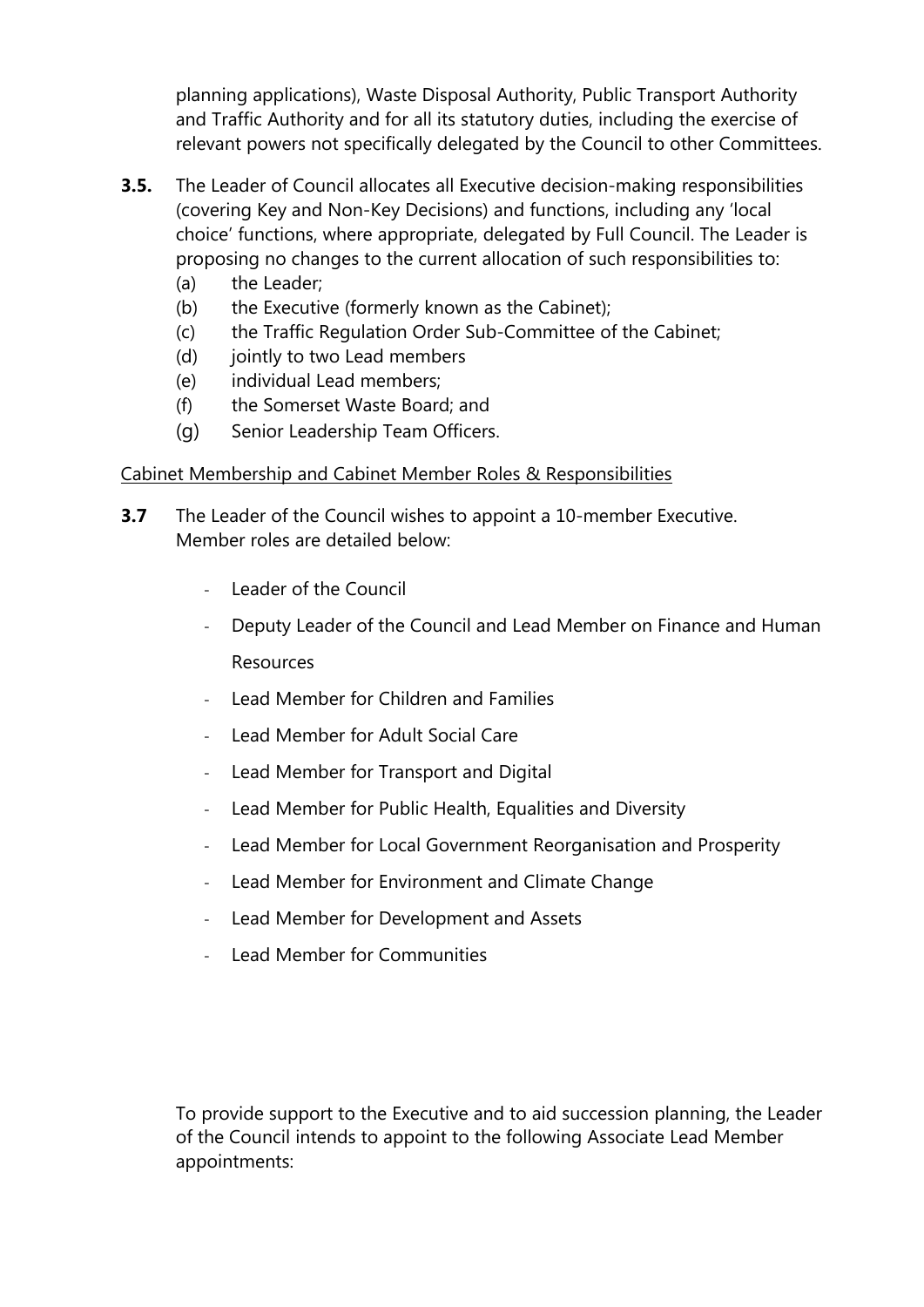planning applications), Waste Disposal Authority, Public Transport Authority and Traffic Authority and for all its statutory duties, including the exercise of relevant powers not specifically delegated by the Council to other Committees.

**3.5.** The Leader of Council allocates all Executive decision-making responsibilities (covering Key and Non-Key Decisions) and functions, including any 'local choice' functions, where appropriate, delegated by Full Council. The Leader is proposing no changes to the current allocation of such responsibilities to:

(a) the Leader;
(b) the Executive (formerly known as the Cabinet);
(c) the Traffic Regulation Order Sub-Committee of the Cabinet;
(d) jointly to two Lead members
(e) individual Lead members;
(f) the Somerset Waste Board; and
(g) Senior Leadership Team Officers.

Cabinet Membership and Cabinet Member Roles & Responsibilities

**3.7** The Leader of the Council wishes to appoint a 10-member Executive. Member roles are detailed below:

- Leader of the Council
- Deputy Leader of the Council and Lead Member on Finance and Human Resources
- Lead Member for Children and Families
- Lead Member for Adult Social Care
- Lead Member for Transport and Digital
- Lead Member for Public Health, Equalities and Diversity
- Lead Member for Local Government Reorganisation and Prosperity
- Lead Member for Environment and Climate Change
- Lead Member for Development and Assets
- Lead Member for Communities

To provide support to the Executive and to aid succession planning, the Leader of the Council intends to appoint to the following Associate Lead Member appointments: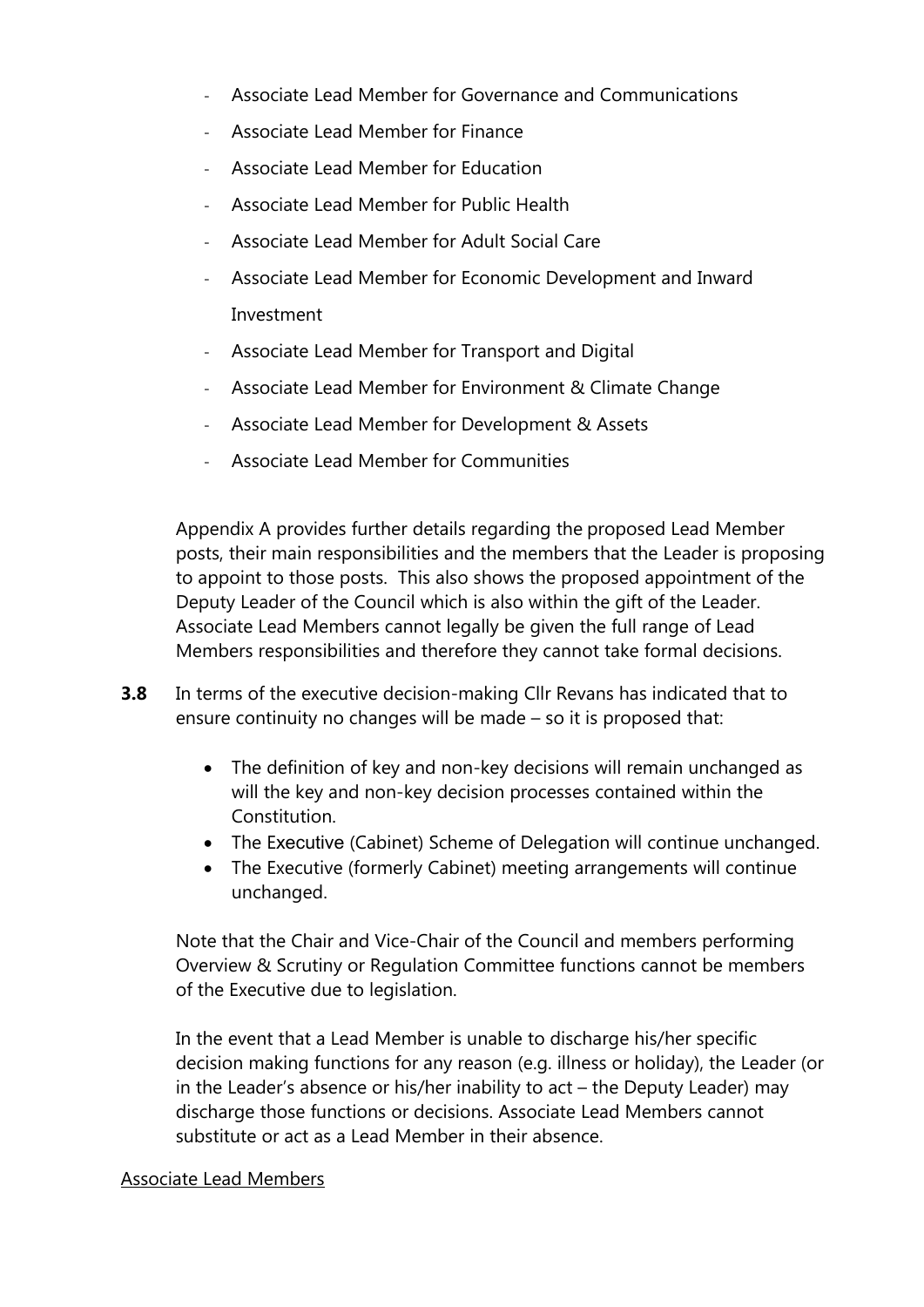- Associate Lead Member for Governance and Communications
- Associate Lead Member for Finance
- Associate Lead Member for Education
- Associate Lead Member for Public Health
- Associate Lead Member for Adult Social Care
- Associate Lead Member for Economic Development and Inward Investment
- Associate Lead Member for Transport and Digital
- Associate Lead Member for Environment & Climate Change
- Associate Lead Member for Development & Assets
- Associate Lead Member for Communities

Appendix A provides further details regarding the proposed Lead Member posts, their main responsibilities and the members that the Leader is proposing to appoint to those posts. This also shows the proposed appointment of the Deputy Leader of the Council which is also within the gift of the Leader. Associate Lead Members cannot legally be given the full range of Lead Members responsibilities and therefore they cannot take formal decisions.

**3.8** In terms of the executive decision-making Cllr Revans has indicated that to ensure continuity no changes will be made – so it is proposed that:

- The definition of key and non-key decisions will remain unchanged as will the key and non-key decision processes contained within the Constitution.
- The Executive (Cabinet) Scheme of Delegation will continue unchanged.
- The Executive (formerly Cabinet) meeting arrangements will continue unchanged.

Note that the Chair and Vice-Chair of the Council and members performing Overview & Scrutiny or Regulation Committee functions cannot be members of the Executive due to legislation.

In the event that a Lead Member is unable to discharge his/her specific decision making functions for any reason (e.g. illness or holiday), the Leader (or in the Leader's absence or his/her inability to act – the Deputy Leader) may discharge those functions or decisions. Associate Lead Members cannot substitute or act as a Lead Member in their absence.

<u>Associate Lead Members</u>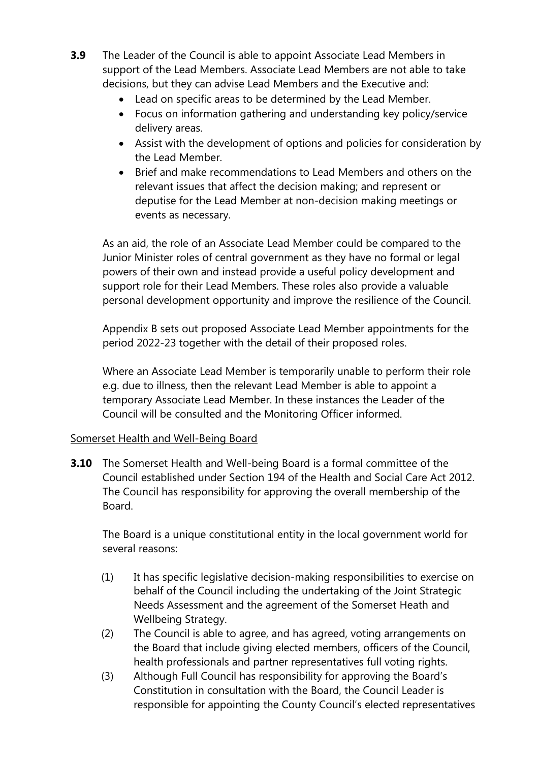**3.9** The Leader of the Council is able to appoint Associate Lead Members in support of the Lead Members. Associate Lead Members are not able to take decisions, but they can advise Lead Members and the Executive and:

- Lead on specific areas to be determined by the Lead Member.
- Focus on information gathering and understanding key policy/service delivery areas.
- Assist with the development of options and policies for consideration by the Lead Member.
- Brief and make recommendations to Lead Members and others on the relevant issues that affect the decision making; and represent or deputise for the Lead Member at non-decision making meetings or events as necessary.

As an aid, the role of an Associate Lead Member could be compared to the Junior Minister roles of central government as they have no formal or legal powers of their own and instead provide a useful policy development and support role for their Lead Members. These roles also provide a valuable personal development opportunity and improve the resilience of the Council.

Appendix B sets out proposed Associate Lead Member appointments for the period 2022-23 together with the detail of their proposed roles.

Where an Associate Lead Member is temporarily unable to perform their role e.g. due to illness, then the relevant Lead Member is able to appoint a temporary Associate Lead Member. In these instances the Leader of the Council will be consulted and the Monitoring Officer informed.

<u>Somerset Health and Well-Being Board</u>

**3.10** The Somerset Health and Well-being Board is a formal committee of the Council established under Section 194 of the Health and Social Care Act 2012. The Council has responsibility for approving the overall membership of the Board.

The Board is a unique constitutional entity in the local government world for several reasons:

(1) It has specific legislative decision-making responsibilities to exercise on behalf of the Council including the undertaking of the Joint Strategic Needs Assessment and the agreement of the Somerset Heath and Wellbeing Strategy.

(2) The Council is able to agree, and has agreed, voting arrangements on the Board that include giving elected members, officers of the Council, health professionals and partner representatives full voting rights.

(3) Although Full Council has responsibility for approving the Board's Constitution in consultation with the Board, the Council Leader is responsible for appointing the County Council's elected representatives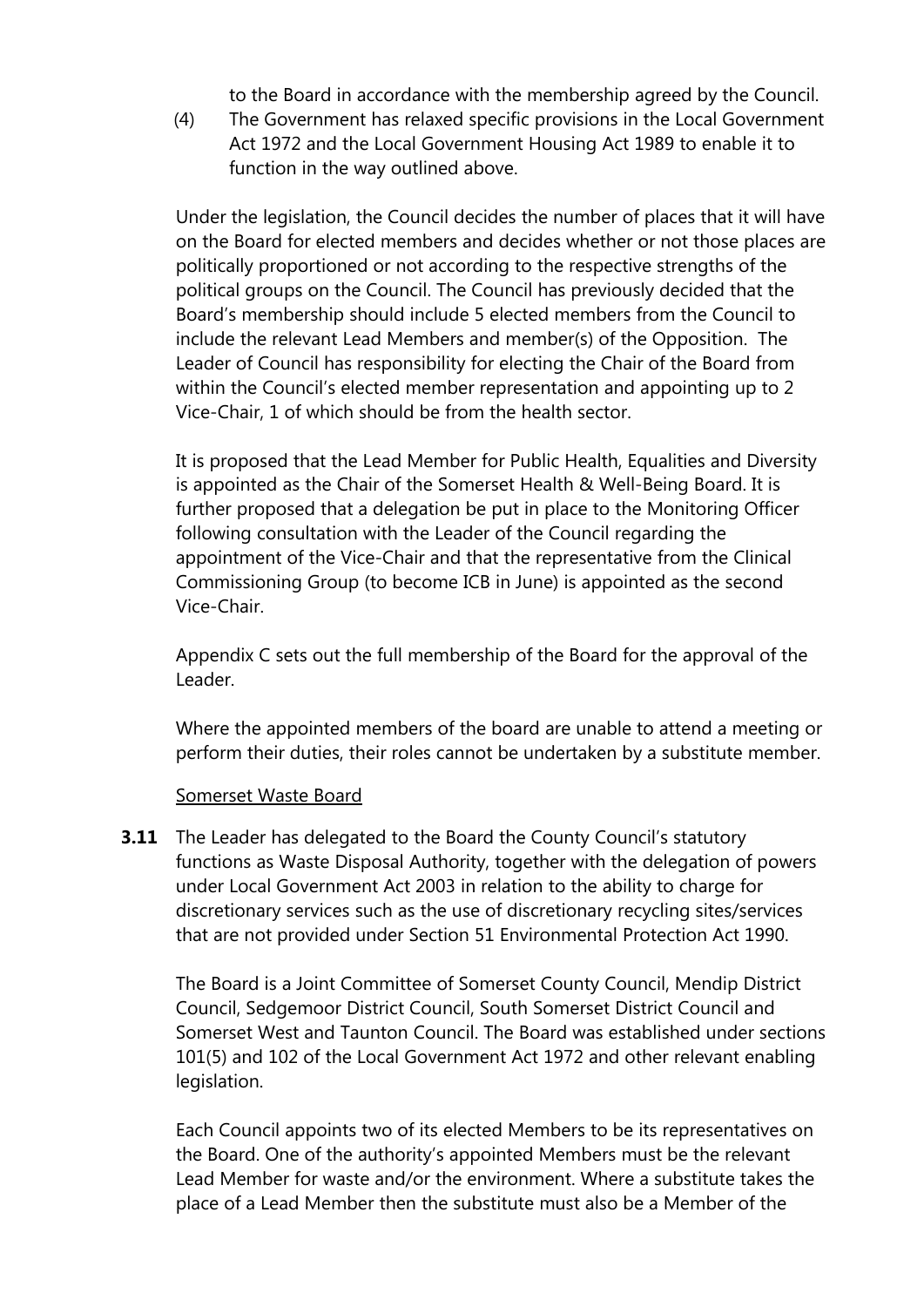to the Board in accordance with the membership agreed by the Council.

(4) The Government has relaxed specific provisions in the Local Government Act 1972 and the Local Government Housing Act 1989 to enable it to function in the way outlined above.

Under the legislation, the Council decides the number of places that it will have on the Board for elected members and decides whether or not those places are politically proportioned or not according to the respective strengths of the political groups on the Council. The Council has previously decided that the Board's membership should include 5 elected members from the Council to include the relevant Lead Members and member(s) of the Opposition. The Leader of Council has responsibility for electing the Chair of the Board from within the Council's elected member representation and appointing up to 2 Vice-Chair, 1 of which should be from the health sector.

It is proposed that the Lead Member for Public Health, Equalities and Diversity is appointed as the Chair of the Somerset Health & Well-Being Board. It is further proposed that a delegation be put in place to the Monitoring Officer following consultation with the Leader of the Council regarding the appointment of the Vice-Chair and that the representative from the Clinical Commissioning Group (to become ICB in June) is appointed as the second Vice-Chair.

Appendix C sets out the full membership of the Board for the approval of the Leader.

Where the appointed members of the board are unable to attend a meeting or perform their duties, their roles cannot be undertaken by a substitute member.

Somerset Waste Board

**3.11** The Leader has delegated to the Board the County Council's statutory functions as Waste Disposal Authority, together with the delegation of powers under Local Government Act 2003 in relation to the ability to charge for discretionary services such as the use of discretionary recycling sites/services that are not provided under Section 51 Environmental Protection Act 1990.

The Board is a Joint Committee of Somerset County Council, Mendip District Council, Sedgemoor District Council, South Somerset District Council and Somerset West and Taunton Council. The Board was established under sections 101(5) and 102 of the Local Government Act 1972 and other relevant enabling legislation.

Each Council appoints two of its elected Members to be its representatives on the Board. One of the authority's appointed Members must be the relevant Lead Member for waste and/or the environment. Where a substitute takes the place of a Lead Member then the substitute must also be a Member of the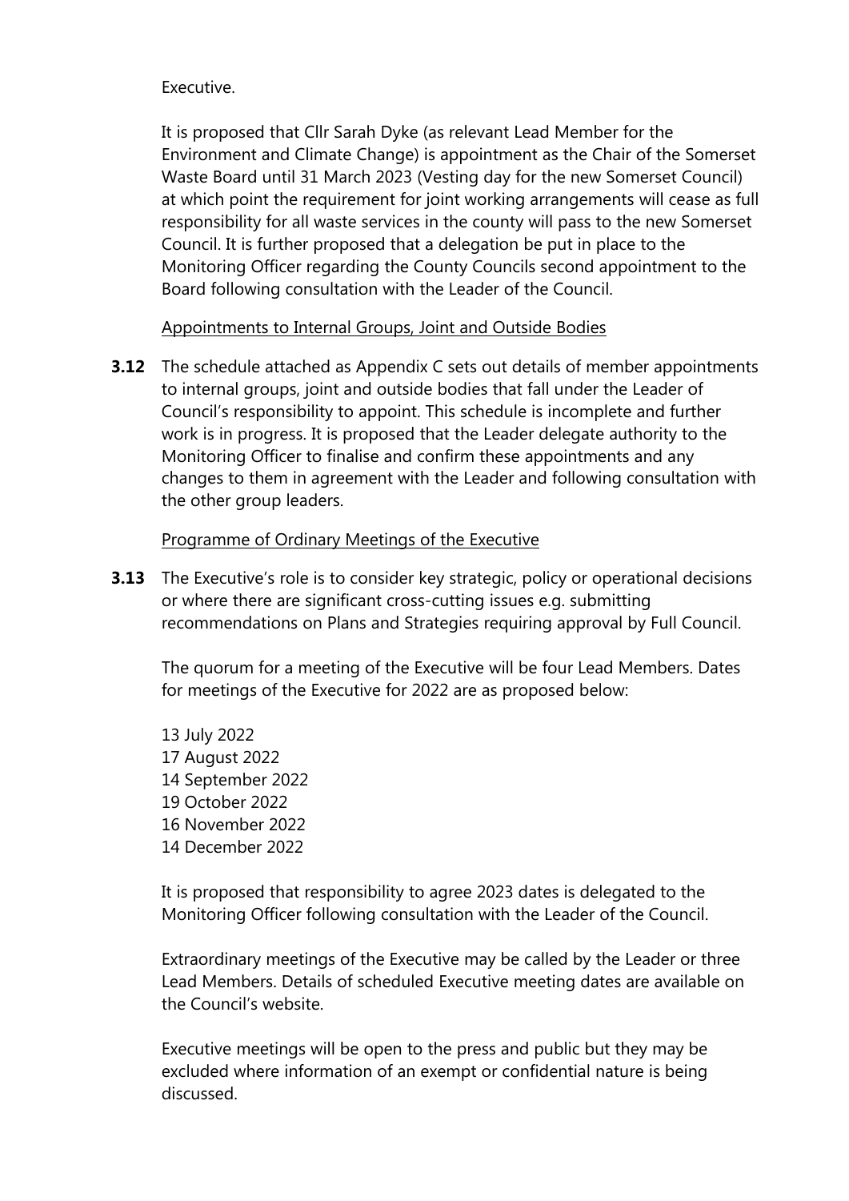Executive.

It is proposed that Cllr Sarah Dyke (as relevant Lead Member for the Environment and Climate Change) is appointment as the Chair of the Somerset Waste Board until 31 March 2023 (Vesting day for the new Somerset Council) at which point the requirement for joint working arrangements will cease as full responsibility for all waste services in the county will pass to the new Somerset Council. It is further proposed that a delegation be put in place to the Monitoring Officer regarding the County Councils second appointment to the Board following consultation with the Leader of the Council.

<u>Appointments to Internal Groups, Joint and Outside Bodies</u>

**3.12** The schedule attached as Appendix C sets out details of member appointments to internal groups, joint and outside bodies that fall under the Leader of Council's responsibility to appoint. This schedule is incomplete and further work is in progress. It is proposed that the Leader delegate authority to the Monitoring Officer to finalise and confirm these appointments and any changes to them in agreement with the Leader and following consultation with the other group leaders.

<u>Programme of Ordinary Meetings of the Executive</u>

**3.13** The Executive's role is to consider key strategic, policy or operational decisions or where there are significant cross-cutting issues e.g. submitting recommendations on Plans and Strategies requiring approval by Full Council.

The quorum for a meeting of the Executive will be four Lead Members. Dates for meetings of the Executive for 2022 are as proposed below:

13 July 2022
17 August 2022
14 September 2022
19 October 2022
16 November 2022
14 December 2022

It is proposed that responsibility to agree 2023 dates is delegated to the Monitoring Officer following consultation with the Leader of the Council.

Extraordinary meetings of the Executive may be called by the Leader or three Lead Members. Details of scheduled Executive meeting dates are available on the Council's website.

Executive meetings will be open to the press and public but they may be excluded where information of an exempt or confidential nature is being discussed.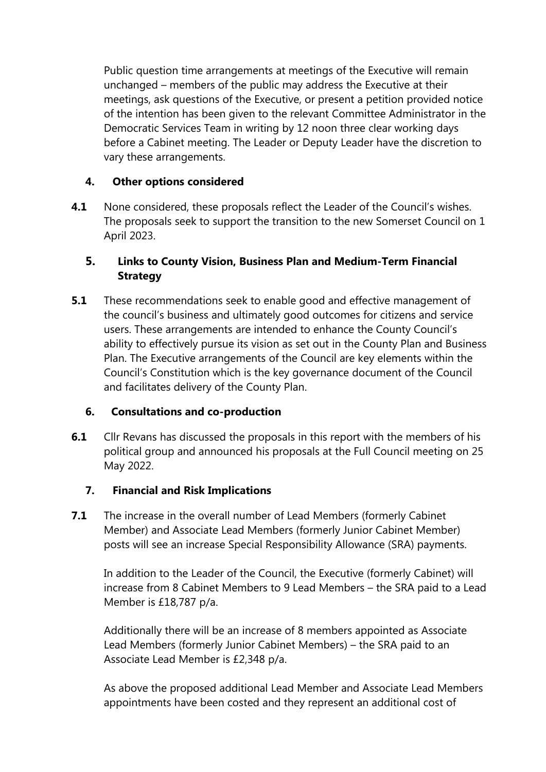Public question time arrangements at meetings of the Executive will remain unchanged – members of the public may address the Executive at their meetings, ask questions of the Executive, or present a petition provided notice of the intention has been given to the relevant Committee Administrator in the Democratic Services Team in writing by 12 noon three clear working days before a Cabinet meeting. The Leader or Deputy Leader have the discretion to vary these arrangements.

## 4. Other options considered

**4.1** None considered, these proposals reflect the Leader of the Council's wishes. The proposals seek to support the transition to the new Somerset Council on 1 April 2023.

## 5. Links to County Vision, Business Plan and Medium-Term Financial Strategy

**5.1** These recommendations seek to enable good and effective management of the council's business and ultimately good outcomes for citizens and service users. These arrangements are intended to enhance the County Council's ability to effectively pursue its vision as set out in the County Plan and Business Plan. The Executive arrangements of the Council are key elements within the Council's Constitution which is the key governance document of the Council and facilitates delivery of the County Plan.

## 6. Consultations and co-production

**6.1** Cllr Revans has discussed the proposals in this report with the members of his political group and announced his proposals at the Full Council meeting on 25 May 2022.

## 7. Financial and Risk Implications

**7.1** The increase in the overall number of Lead Members (formerly Cabinet Member) and Associate Lead Members (formerly Junior Cabinet Member) posts will see an increase Special Responsibility Allowance (SRA) payments.

In addition to the Leader of the Council, the Executive (formerly Cabinet) will increase from 8 Cabinet Members to 9 Lead Members – the SRA paid to a Lead Member is £18,787 p/a.

Additionally there will be an increase of 8 members appointed as Associate Lead Members (formerly Junior Cabinet Members) – the SRA paid to an Associate Lead Member is £2,348 p/a.

As above the proposed additional Lead Member and Associate Lead Members appointments have been costed and they represent an additional cost of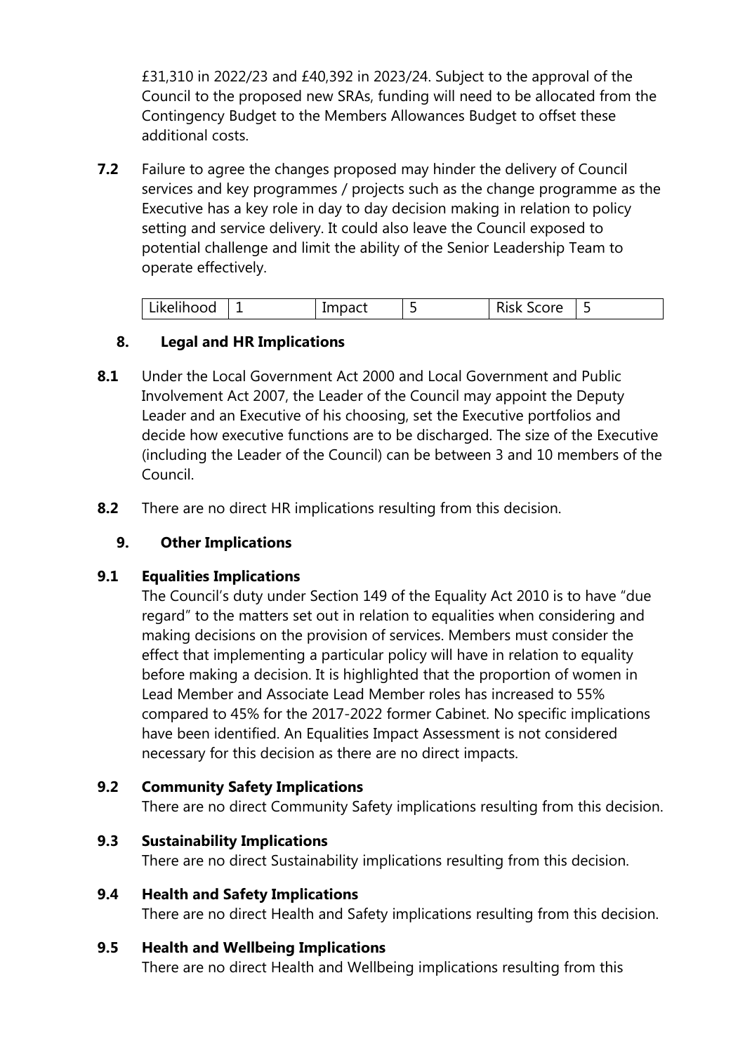£31,310 in 2022/23 and £40,392 in 2023/24. Subject to the approval of the Council to the proposed new SRAs, funding will need to be allocated from the Contingency Budget to the Members Allowances Budget to offset these additional costs.

**7.2** Failure to agree the changes proposed may hinder the delivery of Council services and key programmes / projects such as the change programme as the Executive has a key role in day to day decision making in relation to policy setting and service delivery. It could also leave the Council exposed to potential challenge and limit the ability of the Senior Leadership Team to operate effectively.

| Likelihood | 1 | Impact | 5 | Risk Score | 5 |
|---|---|---|---|---|---|

## 8. Legal and HR Implications

**8.1** Under the Local Government Act 2000 and Local Government and Public Involvement Act 2007, the Leader of the Council may appoint the Deputy Leader and an Executive of his choosing, set the Executive portfolios and decide how executive functions are to be discharged. The size of the Executive (including the Leader of the Council) can be between 3 and 10 members of the Council.

**8.2** There are no direct HR implications resulting from this decision.

## 9. Other Implications

### 9.1 Equalities Implications

The Council's duty under Section 149 of the Equality Act 2010 is to have "due regard" to the matters set out in relation to equalities when considering and making decisions on the provision of services. Members must consider the effect that implementing a particular policy will have in relation to equality before making a decision. It is highlighted that the proportion of women in Lead Member and Associate Lead Member roles has increased to 55% compared to 45% for the 2017-2022 former Cabinet. No specific implications have been identified. An Equalities Impact Assessment is not considered necessary for this decision as there are no direct impacts.

### 9.2 Community Safety Implications

There are no direct Community Safety implications resulting from this decision.

### 9.3 Sustainability Implications

There are no direct Sustainability implications resulting from this decision.

### 9.4 Health and Safety Implications

There are no direct Health and Safety implications resulting from this decision.

### 9.5 Health and Wellbeing Implications

There are no direct Health and Wellbeing implications resulting from this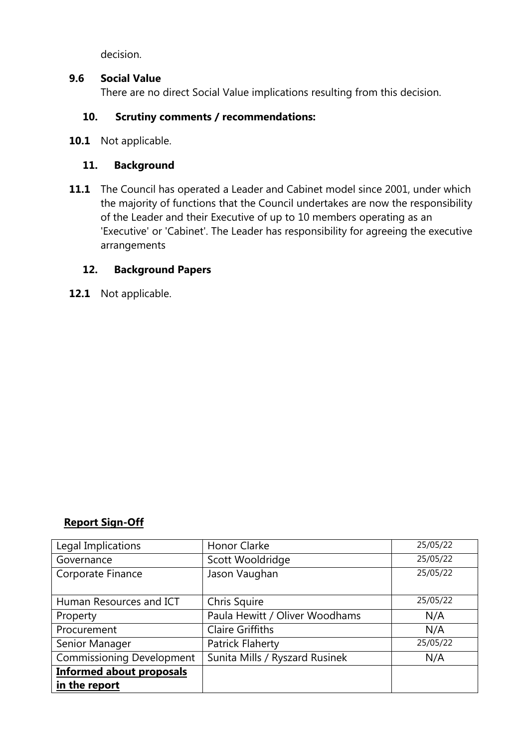decision.

**9.6 Social Value**

There are no direct Social Value implications resulting from this decision.

## 10. Scrutiny comments / recommendations:

**10.1** Not applicable.

## 11. Background

**11.1** The Council has operated a Leader and Cabinet model since 2001, under which the majority of functions that the Council undertakes are now the responsibility of the Leader and their Executive of up to 10 members operating as an 'Executive' or 'Cabinet'. The Leader has responsibility for agreeing the executive arrangements

## 12. Background Papers

**12.1** Not applicable.

**Report Sign-Off**

| Legal Implications | Honor Clarke | 25/05/22 |
|---|---|---|
| Governance | Scott Wooldridge | 25/05/22 |
| Corporate Finance | Jason Vaughan | 25/05/22 |
| Human Resources and ICT | Chris Squire | 25/05/22 |
| Property | Paula Hewitt / Oliver Woodhams | N/A |
| Procurement | Claire Griffiths | N/A |
| Senior Manager | Patrick Flaherty | 25/05/22 |
| Commissioning Development | Sunita Mills / Ryszard Rusinek | N/A |
| **Informed about proposals in the report** | | |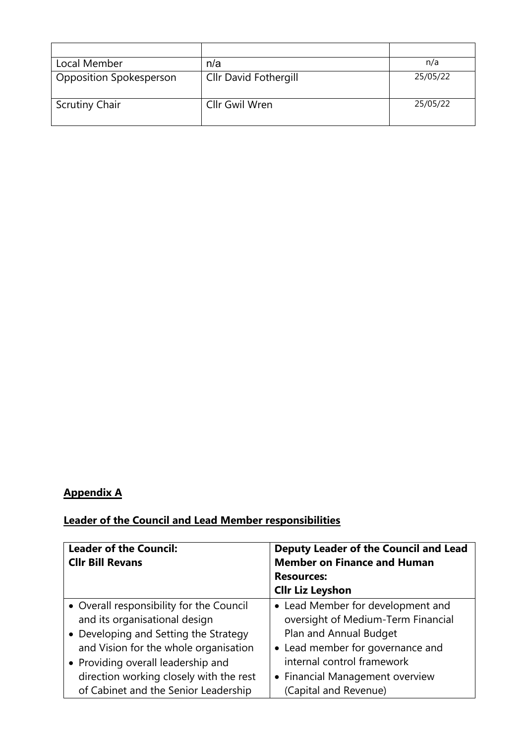| | | |
|---|---|---|
| Local Member | n/a | n/a |
| Opposition Spokesperson | Cllr David Fothergill | 25/05/22 |
| Scrutiny Chair | Cllr Gwil Wren | 25/05/22 |

## **Appendix A**

## **Leader of the Council and Lead Member responsibilities**

| **Leader of the Council:**<br>**Cllr Bill Revans** | **Deputy Leader of the Council and Lead Member on Finance and Human Resources:**<br>**Cllr Liz Leyshon** |
|---|---|
| • Overall responsibility for the Council and its organisational design<br>• Developing and Setting the Strategy and Vision for the whole organisation<br>• Providing overall leadership and direction working closely with the rest of Cabinet and the Senior Leadership | • Lead Member for development and oversight of Medium-Term Financial Plan and Annual Budget<br>• Lead member for governance and internal control framework<br>• Financial Management overview (Capital and Revenue) |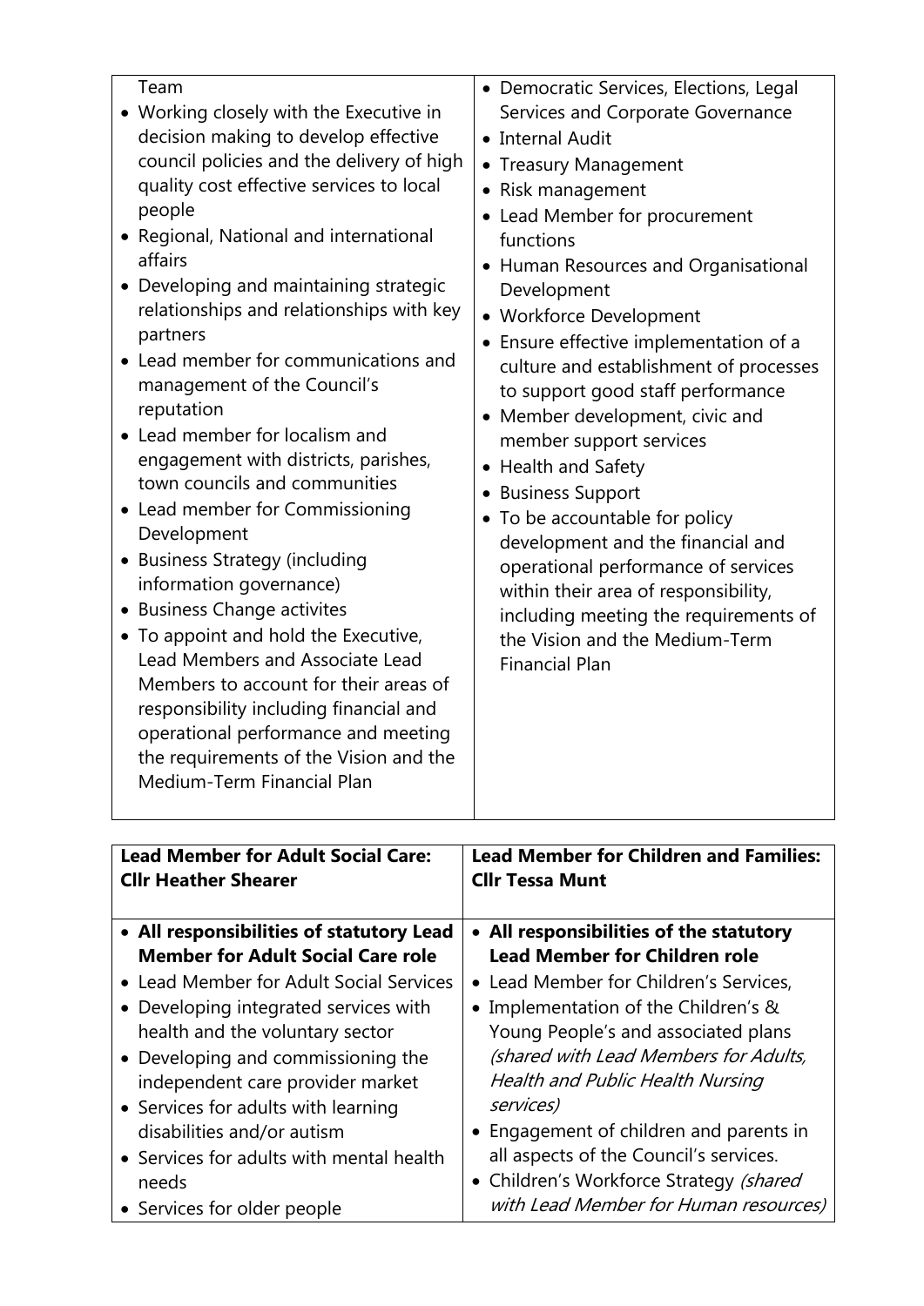| | |
|---|---|
| Team<br>• Working closely with the Executive in decision making to develop effective council policies and the delivery of high quality cost effective services to local people<br>• Regional, National and international affairs<br>• Developing and maintaining strategic relationships and relationships with key partners<br>• Lead member for communications and management of the Council's reputation<br>• Lead member for localism and engagement with districts, parishes, town councils and communities<br>• Lead member for Commissioning Development<br>• Business Strategy (including information governance)<br>• Business Change activites<br>• To appoint and hold the Executive, Lead Members and Associate Lead Members to account for their areas of responsibility including financial and operational performance and meeting the requirements of the Vision and the Medium-Term Financial Plan | • Democratic Services, Elections, Legal Services and Corporate Governance<br>• Internal Audit<br>• Treasury Management<br>• Risk management<br>• Lead Member for procurement functions<br>• Human Resources and Organisational Development<br>• Workforce Development<br>• Ensure effective implementation of a culture and establishment of processes to support good staff performance<br>• Member development, civic and member support services<br>• Health and Safety<br>• Business Support<br>• To be accountable for policy development and the financial and operational performance of services within their area of responsibility, including meeting the requirements of the Vision and the Medium-Term Financial Plan |

| **Lead Member for Adult Social Care: Cllr Heather Shearer** | **Lead Member for Children and Families: Cllr Tessa Munt** |
|---|---|
| • **All responsibilities of statutory Lead Member for Adult Social Care role**<br>• Lead Member for Adult Social Services<br>• Developing integrated services with health and the voluntary sector<br>• Developing and commissioning the independent care provider market<br>• Services for adults with learning disabilities and/or autism<br>• Services for adults with mental health needs<br>• Services for older people | • **All responsibilities of the statutory Lead Member for Children role**<br>• Lead Member for Children's Services,<br>• Implementation of the Children's & Young People's and associated plans *(shared with Lead Members for Adults, Health and Public Health Nursing services)*<br>• Engagement of children and parents in all aspects of the Council's services.<br>• Children's Workforce Strategy *(shared with Lead Member for Human resources)* |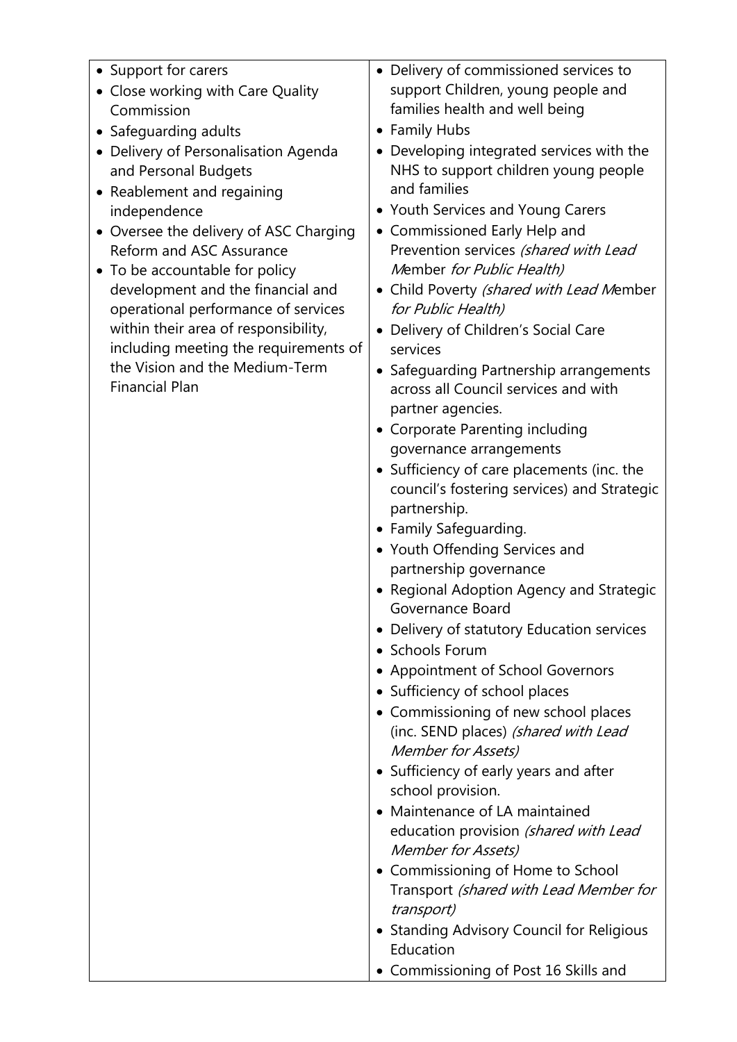| | |
|---|---|
| • Support for carers<br>• Close working with Care Quality Commission<br>• Safeguarding adults<br>• Delivery of Personalisation Agenda and Personal Budgets<br>• Reablement and regaining independence<br>• Oversee the delivery of ASC Charging Reform and ASC Assurance<br>• To be accountable for policy development and the financial and operational performance of services within their area of responsibility, including meeting the requirements of the Vision and the Medium-Term Financial Plan | • Delivery of commissioned services to support Children, young people and families health and well being<br>• Family Hubs<br>• Developing integrated services with the NHS to support children young people and families<br>• Youth Services and Young Carers<br>• Commissioned Early Help and Prevention services *(shared with Lead Member for Public Health)*<br>• Child Poverty *(shared with Lead Member for Public Health)*<br>• Delivery of Children's Social Care services<br>• Safeguarding Partnership arrangements across all Council services and with partner agencies.<br>• Corporate Parenting including governance arrangements<br>• Sufficiency of care placements (inc. the council's fostering services) and Strategic partnership.<br>• Family Safeguarding.<br>• Youth Offending Services and partnership governance<br>• Regional Adoption Agency and Strategic Governance Board<br>• Delivery of statutory Education services<br>• Schools Forum<br>• Appointment of School Governors<br>• Sufficiency of school places<br>• Commissioning of new school places (inc. SEND places) *(shared with Lead Member for Assets)*<br>• Sufficiency of early years and after school provision.<br>• Maintenance of LA maintained education provision *(shared with Lead Member for Assets)*<br>• Commissioning of Home to School Transport *(shared with Lead Member for transport)*<br>• Standing Advisory Council for Religious Education<br>• Commissioning of Post 16 Skills and |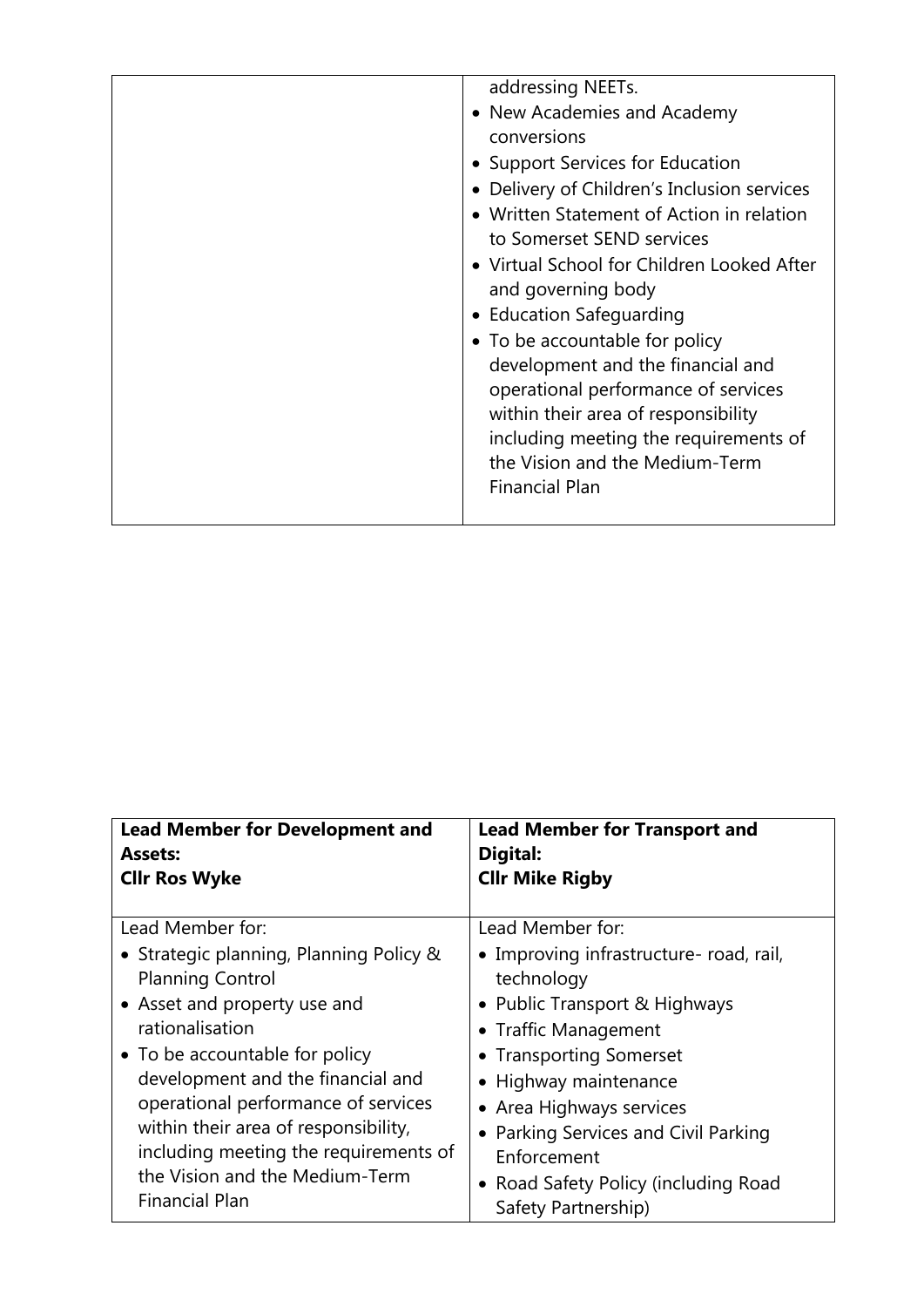| | |
|---|---|
| | addressing NEETs.<br>• New Academies and Academy conversions<br>• Support Services for Education<br>• Delivery of Children's Inclusion services<br>• Written Statement of Action in relation to Somerset SEND services<br>• Virtual School for Children Looked After and governing body<br>• Education Safeguarding<br>• To be accountable for policy development and the financial and operational performance of services within their area of responsibility including meeting the requirements of the Vision and the Medium-Term Financial Plan |

| **Lead Member for Development and Assets:**<br>**Cllr Ros Wyke** | **Lead Member for Transport and Digital:**<br>**Cllr Mike Rigby** |
|---|---|
| Lead Member for:<br>• Strategic planning, Planning Policy & Planning Control<br>• Asset and property use and rationalisation<br>• To be accountable for policy development and the financial and operational performance of services within their area of responsibility, including meeting the requirements of the Vision and the Medium-Term Financial Plan | Lead Member for:<br>• Improving infrastructure- road, rail, technology<br>• Public Transport & Highways<br>• Traffic Management<br>• Transporting Somerset<br>• Highway maintenance<br>• Area Highways services<br>• Parking Services and Civil Parking Enforcement<br>• Road Safety Policy (including Road Safety Partnership) |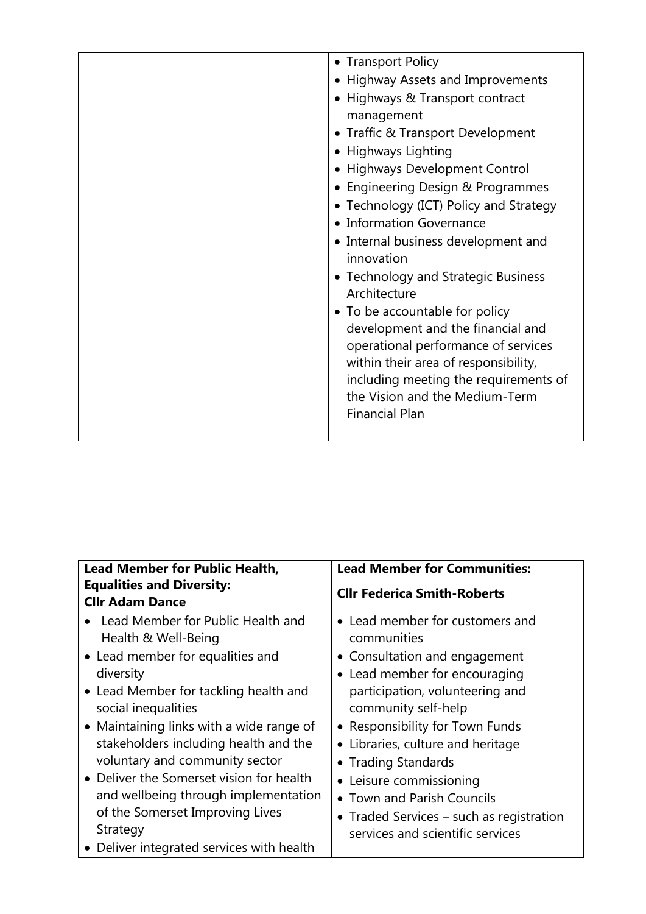| | |
|---|---|
| | • Transport Policy<br>• Highway Assets and Improvements<br>• Highways & Transport contract management<br>• Traffic & Transport Development<br>• Highways Lighting<br>• Highways Development Control<br>• Engineering Design & Programmes<br>• Technology (ICT) Policy and Strategy<br>• Information Governance<br>• Internal business development and innovation<br>• Technology and Strategic Business Architecture<br>• To be accountable for policy development and the financial and operational performance of services within their area of responsibility, including meeting the requirements of the Vision and the Medium-Term Financial Plan |

| **Lead Member for Public Health, Equalities and Diversity:**<br>**Cllr Adam Dance** | **Lead Member for Communities:**<br>**Cllr Federica Smith-Roberts** |
|---|---|
| • Lead Member for Public Health and Health & Well-Being<br>• Lead member for equalities and diversity<br>• Lead Member for tackling health and social inequalities<br>• Maintaining links with a wide range of stakeholders including health and the voluntary and community sector<br>• Deliver the Somerset vision for health and wellbeing through implementation of the Somerset Improving Lives Strategy<br>• Deliver integrated services with health | • Lead member for customers and communities<br>• Consultation and engagement<br>• Lead member for encouraging participation, volunteering and community self-help<br>• Responsibility for Town Funds<br>• Libraries, culture and heritage<br>• Trading Standards<br>• Leisure commissioning<br>• Town and Parish Councils<br>• Traded Services – such as registration services and scientific services |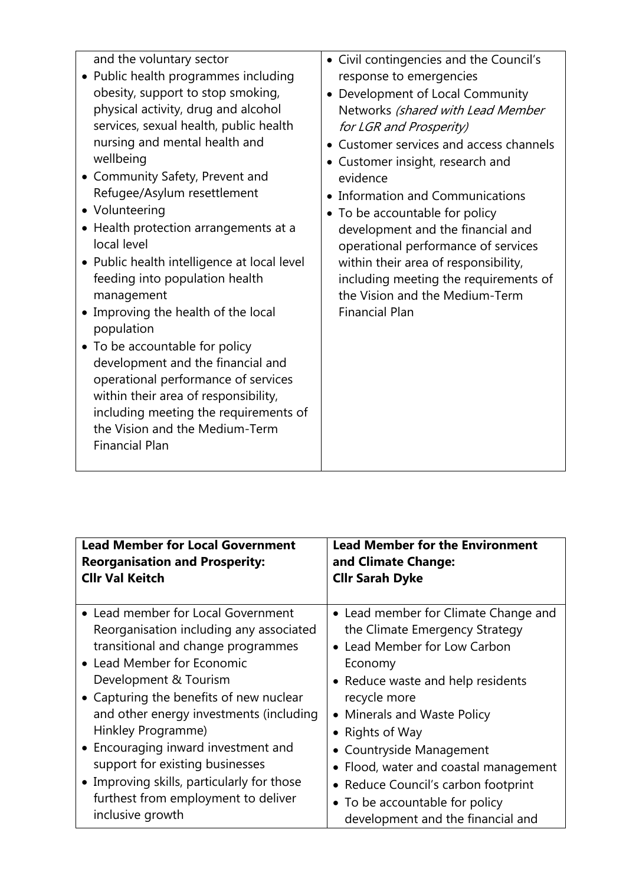| | |
|---|---|
| and the voluntary sector<br>• Public health programmes including obesity, support to stop smoking, physical activity, drug and alcohol services, sexual health, public health nursing and mental health and wellbeing<br>• Community Safety, Prevent and Refugee/Asylum resettlement<br>• Volunteering<br>• Health protection arrangements at a local level<br>• Public health intelligence at local level feeding into population health management<br>• Improving the health of the local population<br>• To be accountable for policy development and the financial and operational performance of services within their area of responsibility, including meeting the requirements of the Vision and the Medium-Term Financial Plan | • Civil contingencies and the Council's response to emergencies<br>• Development of Local Community Networks *(shared with Lead Member for LGR and Prosperity)*<br>• Customer services and access channels<br>• Customer insight, research and evidence<br>• Information and Communications<br>• To be accountable for policy development and the financial and operational performance of services within their area of responsibility, including meeting the requirements of the Vision and the Medium-Term Financial Plan |

| **Lead Member for Local Government Reorganisation and Prosperity:**<br>**Cllr Val Keitch** | **Lead Member for the Environment and Climate Change:**<br>**Cllr Sarah Dyke** |
|---|---|
| • Lead member for Local Government Reorganisation including any associated transitional and change programmes<br>• Lead Member for Economic Development & Tourism<br>• Capturing the benefits of new nuclear and other energy investments (including Hinkley Programme)<br>• Encouraging inward investment and support for existing businesses<br>• Improving skills, particularly for those furthest from employment to deliver inclusive growth | • Lead member for Climate Change and the Climate Emergency Strategy<br>• Lead Member for Low Carbon Economy<br>• Reduce waste and help residents recycle more<br>• Minerals and Waste Policy<br>• Rights of Way<br>• Countryside Management<br>• Flood, water and coastal management<br>• Reduce Council's carbon footprint<br>• To be accountable for policy development and the financial and |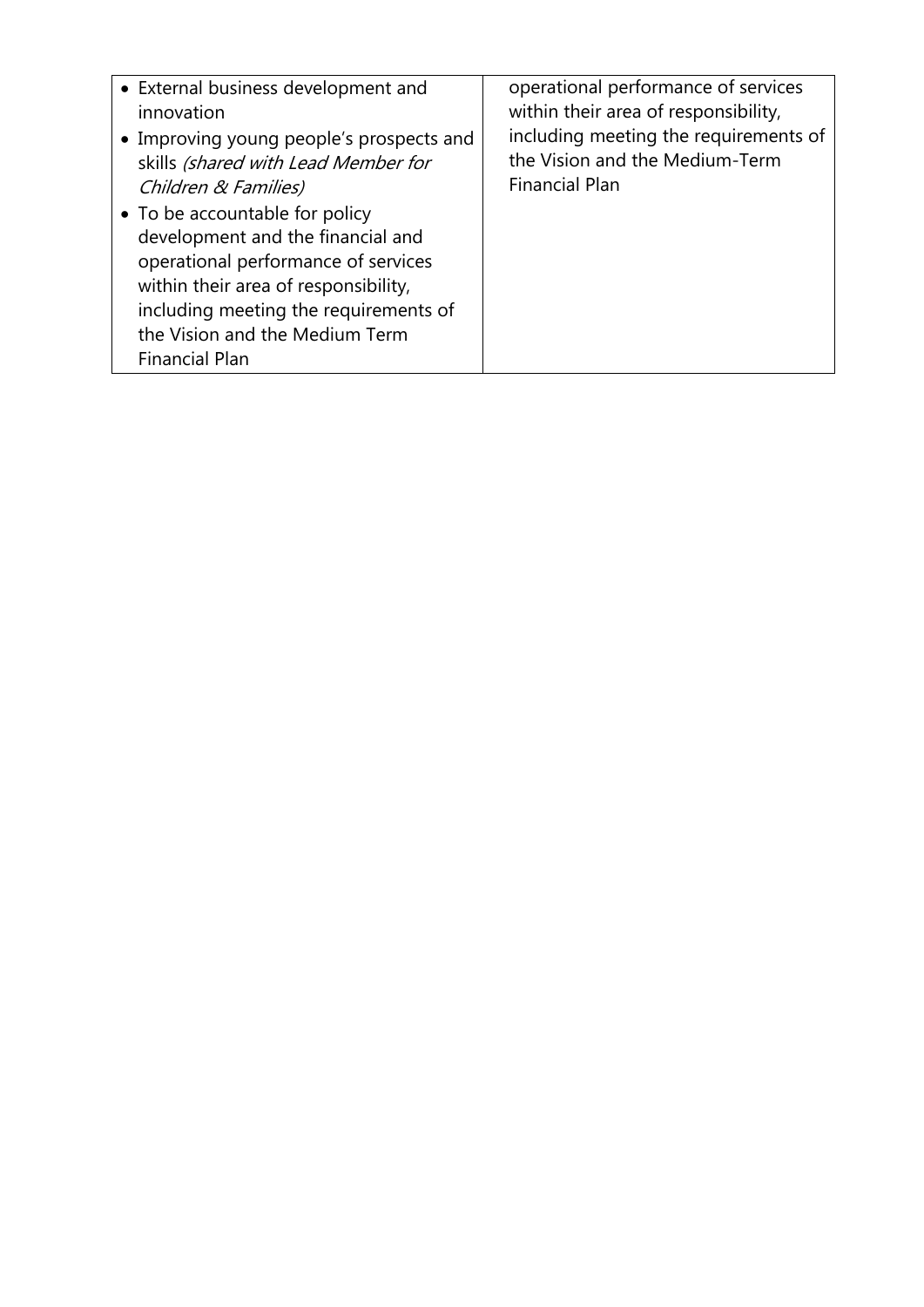| | |
|---|---|
| • External business development and innovation<br>• Improving young people's prospects and skills *(shared with Lead Member for Children & Families)*<br>• To be accountable for policy development and the financial and operational performance of services within their area of responsibility, including meeting the requirements of the Vision and the Medium Term Financial Plan | operational performance of services within their area of responsibility, including meeting the requirements of the Vision and the Medium-Term Financial Plan |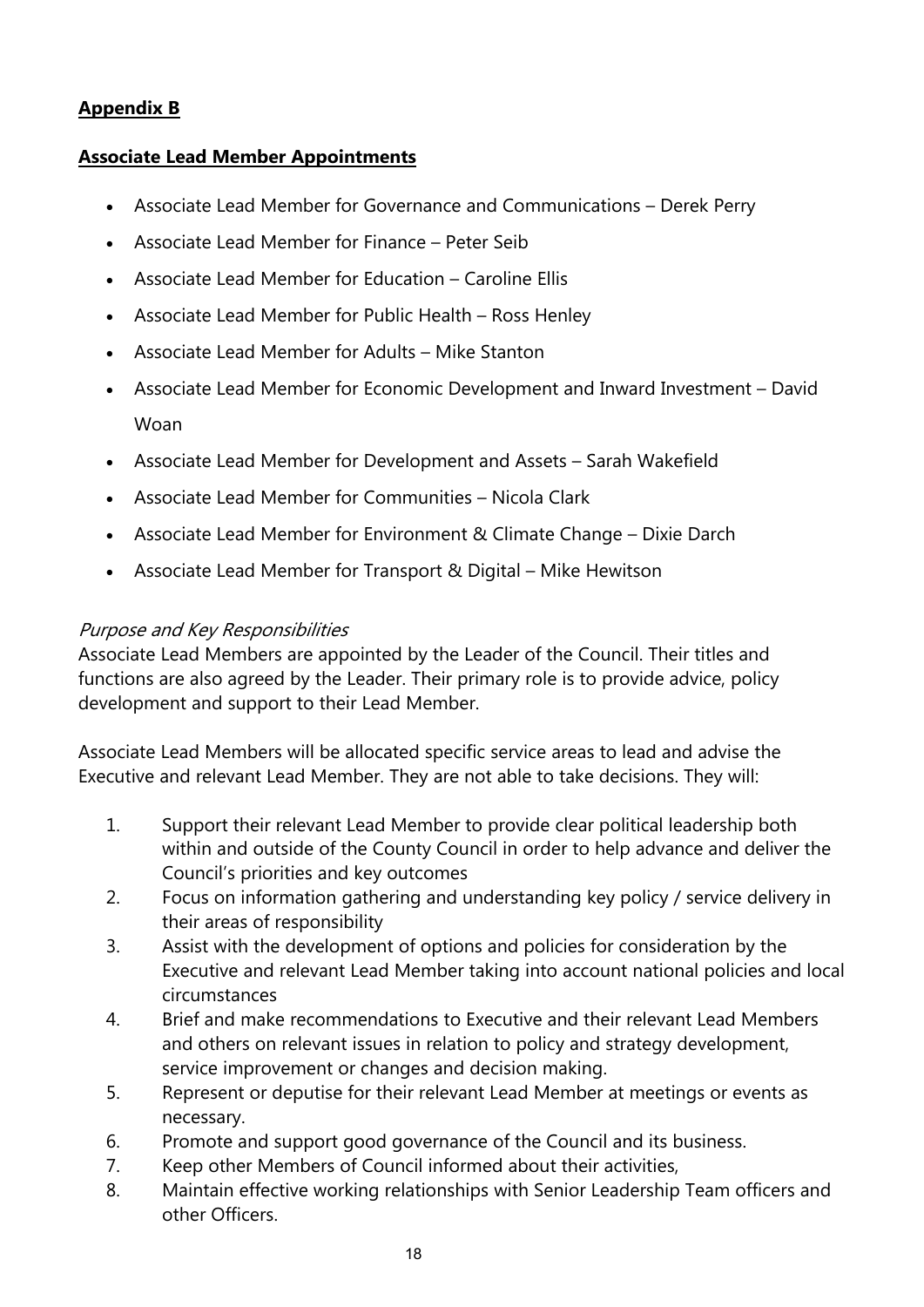**Appendix B**

**Associate Lead Member Appointments**

- Associate Lead Member for Governance and Communications – Derek Perry
- Associate Lead Member for Finance – Peter Seib
- Associate Lead Member for Education – Caroline Ellis
- Associate Lead Member for Public Health – Ross Henley
- Associate Lead Member for Adults – Mike Stanton
- Associate Lead Member for Economic Development and Inward Investment – David Woan
- Associate Lead Member for Development and Assets – Sarah Wakefield
- Associate Lead Member for Communities – Nicola Clark
- Associate Lead Member for Environment & Climate Change – Dixie Darch
- Associate Lead Member for Transport & Digital – Mike Hewitson

*Purpose and Key Responsibilities*

Associate Lead Members are appointed by the Leader of the Council. Their titles and functions are also agreed by the Leader. Their primary role is to provide advice, policy development and support to their Lead Member.

Associate Lead Members will be allocated specific service areas to lead and advise the Executive and relevant Lead Member. They are not able to take decisions. They will:

1. Support their relevant Lead Member to provide clear political leadership both within and outside of the County Council in order to help advance and deliver the Council's priorities and key outcomes
2. Focus on information gathering and understanding key policy / service delivery in their areas of responsibility
3. Assist with the development of options and policies for consideration by the Executive and relevant Lead Member taking into account national policies and local circumstances
4. Brief and make recommendations to Executive and their relevant Lead Members and others on relevant issues in relation to policy and strategy development, service improvement or changes and decision making.
5. Represent or deputise for their relevant Lead Member at meetings or events as necessary.
6. Promote and support good governance of the Council and its business.
7. Keep other Members of Council informed about their activities,
8. Maintain effective working relationships with Senior Leadership Team officers and other Officers.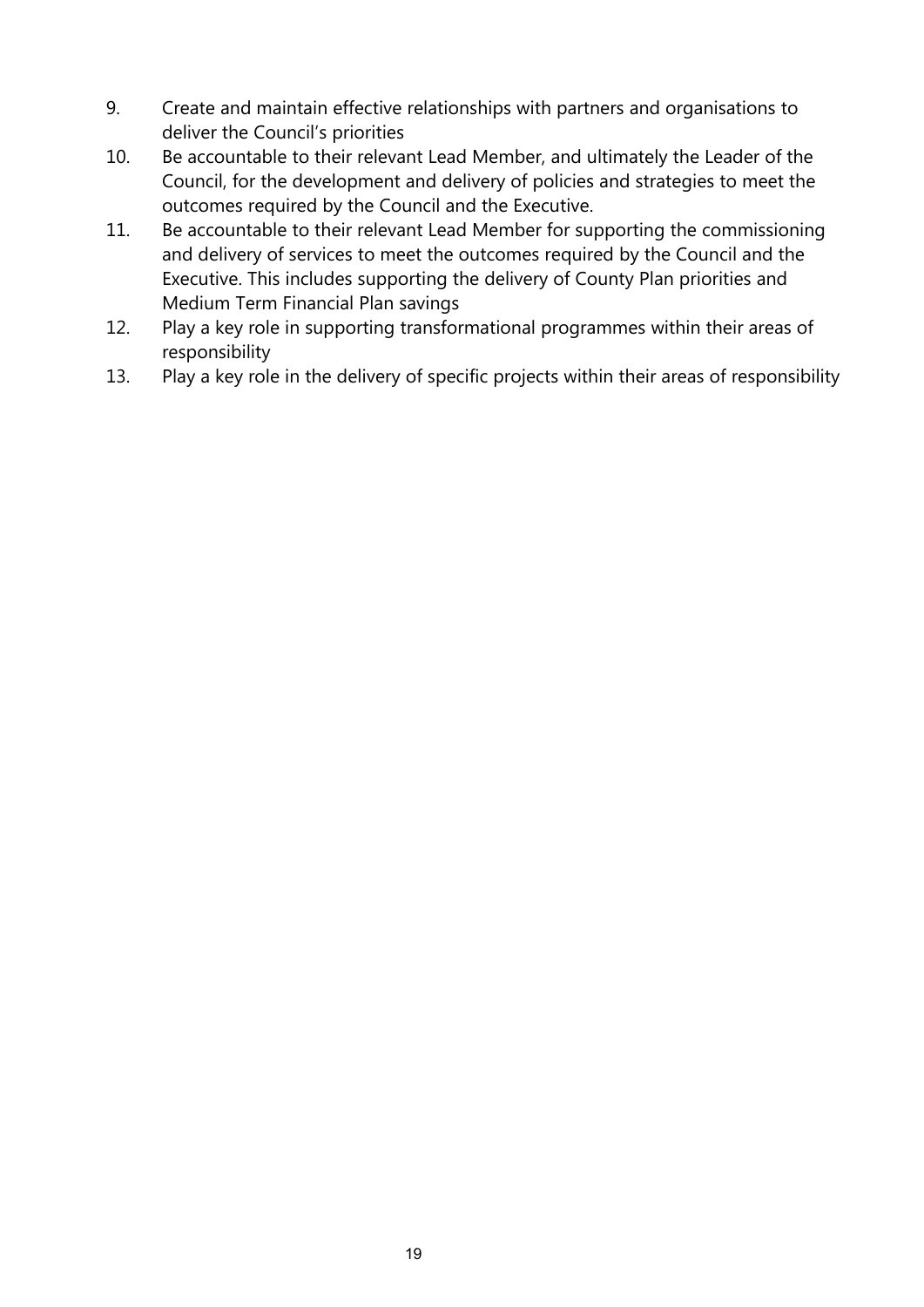9. Create and maintain effective relationships with partners and organisations to deliver the Council's priorities
10. Be accountable to their relevant Lead Member, and ultimately the Leader of the Council, for the development and delivery of policies and strategies to meet the outcomes required by the Council and the Executive.
11. Be accountable to their relevant Lead Member for supporting the commissioning and delivery of services to meet the outcomes required by the Council and the Executive. This includes supporting the delivery of County Plan priorities and Medium Term Financial Plan savings
12. Play a key role in supporting transformational programmes within their areas of responsibility
13. Play a key role in the delivery of specific projects within their areas of responsibility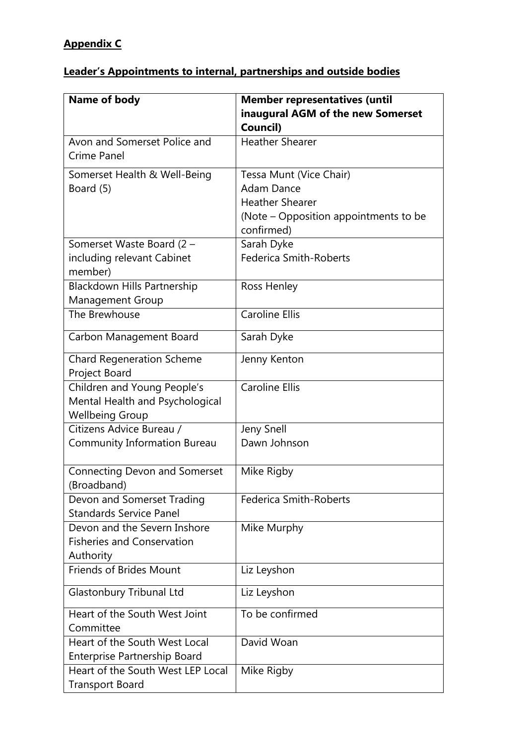**Appendix C**

**Leader's Appointments to internal, partnerships and outside bodies**

| Name of body | Member representatives (until inaugural AGM of the new Somerset Council) |
|---|---|
| Avon and Somerset Police and Crime Panel | Heather Shearer |
| Somerset Health & Well-Being Board (5) | Tessa Munt (Vice Chair)<br>Adam Dance<br>Heather Shearer<br>(Note – Opposition appointments to be confirmed) |
| Somerset Waste Board (2 – including relevant Cabinet member) | Sarah Dyke<br>Federica Smith-Roberts |
| Blackdown Hills Partnership Management Group | Ross Henley |
| The Brewhouse | Caroline Ellis |
| Carbon Management Board | Sarah Dyke |
| Chard Regeneration Scheme Project Board | Jenny Kenton |
| Children and Young People's Mental Health and Psychological Wellbeing Group | Caroline Ellis |
| Citizens Advice Bureau / Community Information Bureau | Jeny Snell<br>Dawn Johnson |
| Connecting Devon and Somerset (Broadband) | Mike Rigby |
| Devon and Somerset Trading Standards Service Panel | Federica Smith-Roberts |
| Devon and the Severn Inshore Fisheries and Conservation Authority | Mike Murphy |
| Friends of Brides Mount | Liz Leyshon |
| Glastonbury Tribunal Ltd | Liz Leyshon |
| Heart of the South West Joint Committee | To be confirmed |
| Heart of the South West Local Enterprise Partnership Board | David Woan |
| Heart of the South West LEP Local Transport Board | Mike Rigby |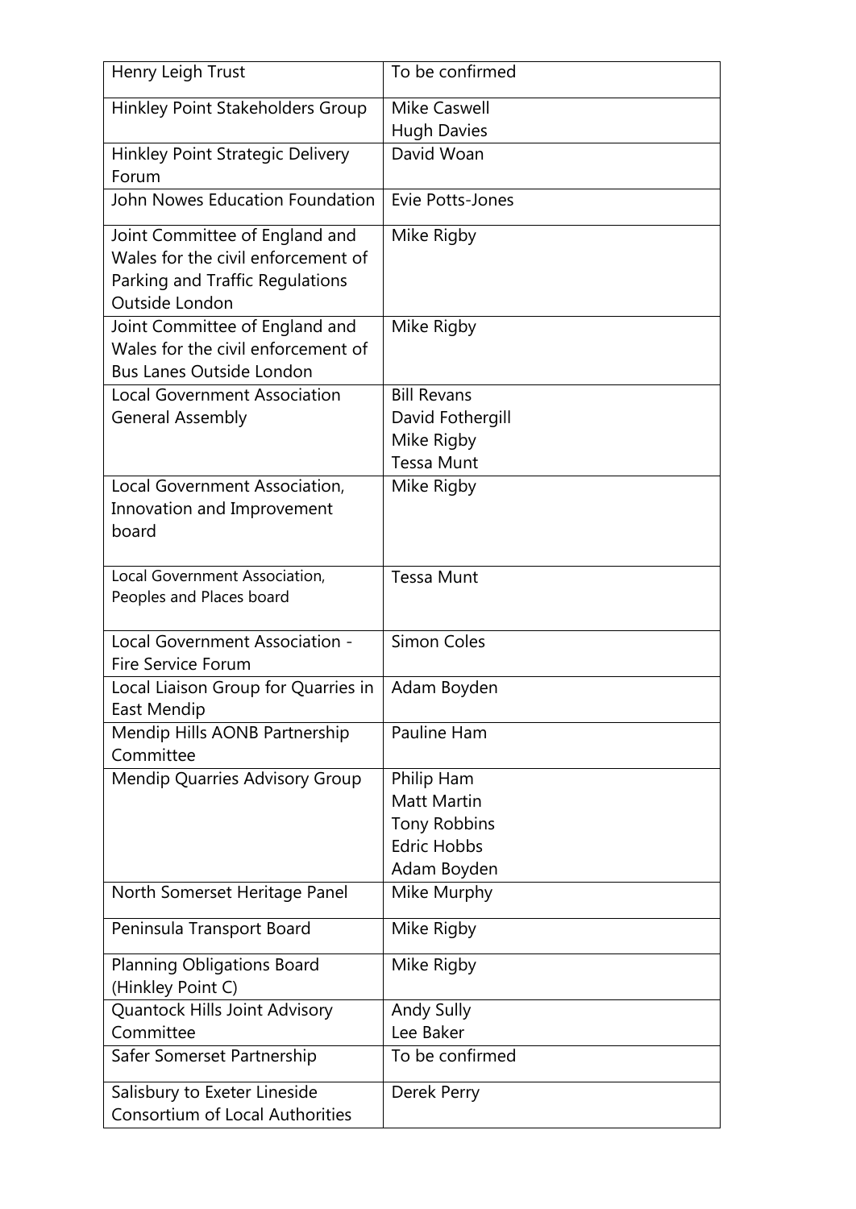| Henry Leigh Trust | To be confirmed |
|---|---|
| Hinkley Point Stakeholders Group | Mike Caswell<br>Hugh Davies |
| Hinkley Point Strategic Delivery Forum | David Woan |
| John Nowes Education Foundation | Evie Potts-Jones |
| Joint Committee of England and Wales for the civil enforcement of Parking and Traffic Regulations Outside London | Mike Rigby |
| Joint Committee of England and Wales for the civil enforcement of Bus Lanes Outside London | Mike Rigby |
| Local Government Association General Assembly | Bill Revans<br>David Fothergill<br>Mike Rigby<br>Tessa Munt |
| Local Government Association, Innovation and Improvement board | Mike Rigby |
| Local Government Association, Peoples and Places board | Tessa Munt |
| Local Government Association - Fire Service Forum | Simon Coles |
| Local Liaison Group for Quarries in East Mendip | Adam Boyden |
| Mendip Hills AONB Partnership Committee | Pauline Ham |
| Mendip Quarries Advisory Group | Philip Ham<br>Matt Martin<br>Tony Robbins<br>Edric Hobbs<br>Adam Boyden |
| North Somerset Heritage Panel | Mike Murphy |
| Peninsula Transport Board | Mike Rigby |
| Planning Obligations Board (Hinkley Point C) | Mike Rigby |
| Quantock Hills Joint Advisory Committee | Andy Sully<br>Lee Baker |
| Safer Somerset Partnership | To be confirmed |
| Salisbury to Exeter Lineside Consortium of Local Authorities | Derek Perry |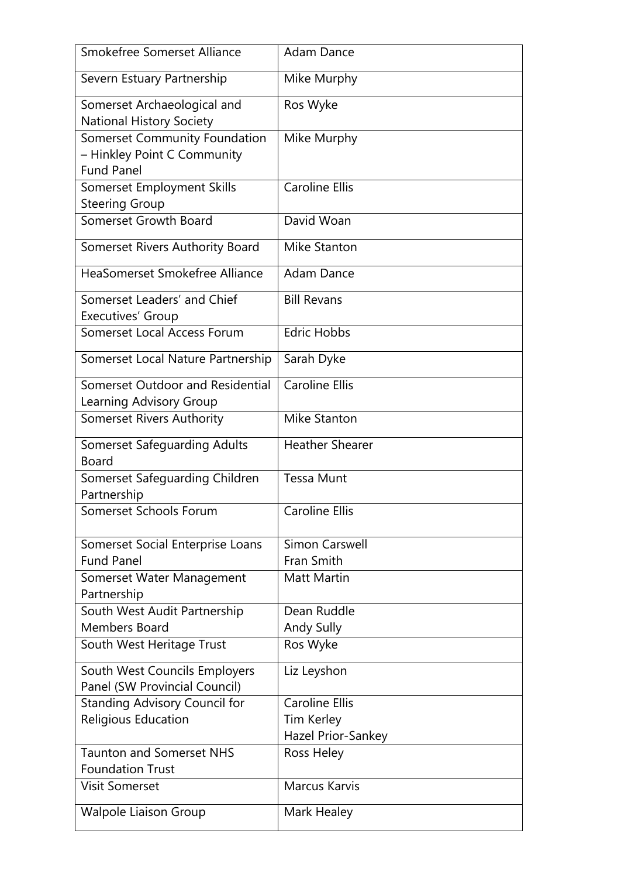| Smokefree Somerset Alliance | Adam Dance |
|---|---|
| Severn Estuary Partnership | Mike Murphy |
| Somerset Archaeological and National History Society | Ros Wyke |
| Somerset Community Foundation – Hinkley Point C Community Fund Panel | Mike Murphy |
| Somerset Employment Skills Steering Group | Caroline Ellis |
| Somerset Growth Board | David Woan |
| Somerset Rivers Authority Board | Mike Stanton |
| HeaSomerset Smokefree Alliance | Adam Dance |
| Somerset Leaders' and Chief Executives' Group | Bill Revans |
| Somerset Local Access Forum | Edric Hobbs |
| Somerset Local Nature Partnership | Sarah Dyke |
| Somerset Outdoor and Residential Learning Advisory Group | Caroline Ellis |
| Somerset Rivers Authority | Mike Stanton |
| Somerset Safeguarding Adults Board | Heather Shearer |
| Somerset Safeguarding Children Partnership | Tessa Munt |
| Somerset Schools Forum | Caroline Ellis |
| Somerset Social Enterprise Loans Fund Panel | Simon Carswell<br>Fran Smith |
| Somerset Water Management Partnership | Matt Martin |
| South West Audit Partnership Members Board | Dean Ruddle<br>Andy Sully |
| South West Heritage Trust | Ros Wyke |
| South West Councils Employers Panel (SW Provincial Council) | Liz Leyshon |
| Standing Advisory Council for Religious Education | Caroline Ellis<br>Tim Kerley<br>Hazel Prior-Sankey |
| Taunton and Somerset NHS Foundation Trust | Ross Heley |
| Visit Somerset | Marcus Karvis |
| Walpole Liaison Group | Mark Healey |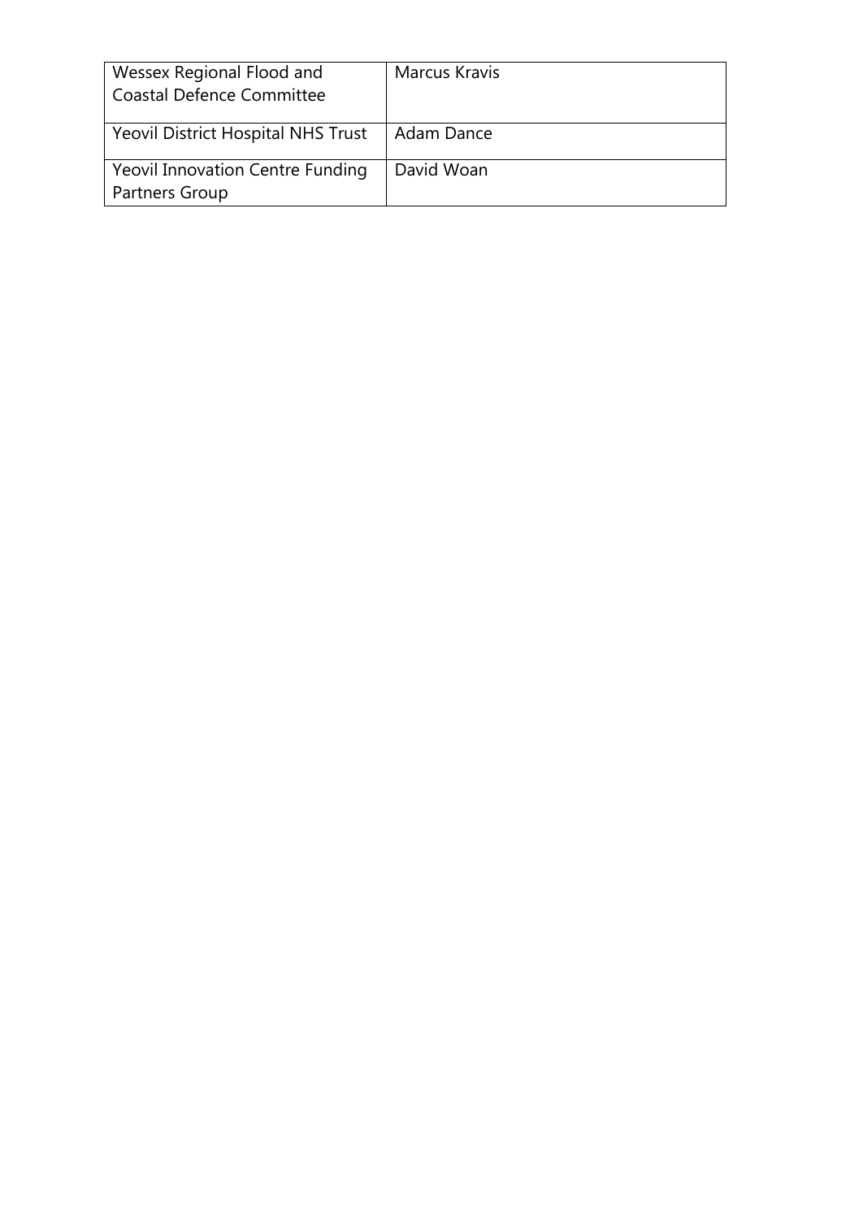| | |
|---|---|
| Wessex Regional Flood and Coastal Defence Committee | Marcus Kravis |
| Yeovil District Hospital NHS Trust | Adam Dance |
| Yeovil Innovation Centre Funding Partners Group | David Woan |